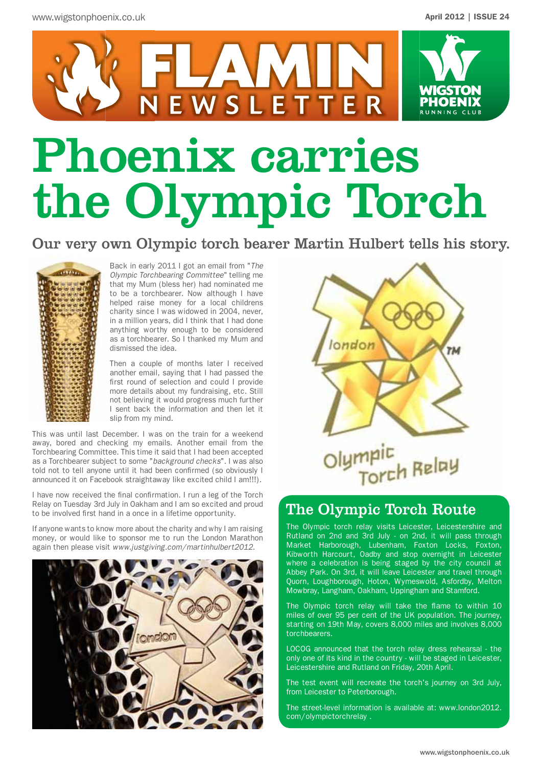# Phoenix carries the Olympic Torch

## Our very own Olympic torch bearer Martin Hulbert tells his story.

Back in early 2011 I got an email from "*The Olympic Torchbearing Committee*" telling me that my Mum (bless her) had nominated me to be a torchbearer. Now although I have helped raise money for a local childrens charity since I was widowed in 2004, never, in a million years, did I think that I had done anything worthy enough to be considered as a torchbearer. So I thanked my Mum and dismissed the idea.

Then a couple of months later I received another email, saying that I had passed the first round of selection and could I provide more details about my fundraising, etc. Still not believing it would progress much further I sent back the information and then let it slip from my mind.

This was until last December. I was on the train for a weekend away, bored and checking my emails. Another email from the Torchbearing Committee. This time it said that I had been accepted as a Torchbearer subject to some "*background checks*". I was also told not to tell anyone until it had been confirmed (so obviously I announced it on Facebook straightaway like excited child I am!!!).

I have now received the final confirmation. I run a leg of the Torch Relay on Tuesday 3rd July in Oakham and I am so excited and proud to be involved first hand in a once in a lifetime opportunity.

If anyone wants to know more about the charity and why I am raising money, or would like to sponsor me to run the London Marathon again then please visit *www.justgiving.com/martinhulbert2012.*

## The Olympic Torch Route

The Olympic torch relay visits Leicester, Leicestershire and Rutland on 2nd and 3rd July - on 2nd, it will pass through Market Harborough, Lubenham, Foxton Locks, Foxton, Kibworth Harcourt, Oadby and stop overnight in Leicester where a celebration is being staged by the city council at Abbey Park. On 3rd, it will leave Leicester and travel through Quorn, Loughborough, Hoton, Wymeswold, Asfordby, Melton Mowbray, Langham, Oakham, Uppingham and Stamford.

The Olympic torch relay will take the flame to within 10 miles of over 95 per cent of the UK population. The journey, starting on 19th May, covers 8,000 miles and involves 8,000 torchbearers.

LOCOG announced that the torch relay dress rehearsal - the only one of its kind in the country - will be staged in Leicester, Leicestershire and Rutland on Friday, 20th April.

The test event will recreate the torch's journey on 3rd July, from Leicester to Peterborough.

The street-level information is available at: www.london2012.com/olympictorchrelay .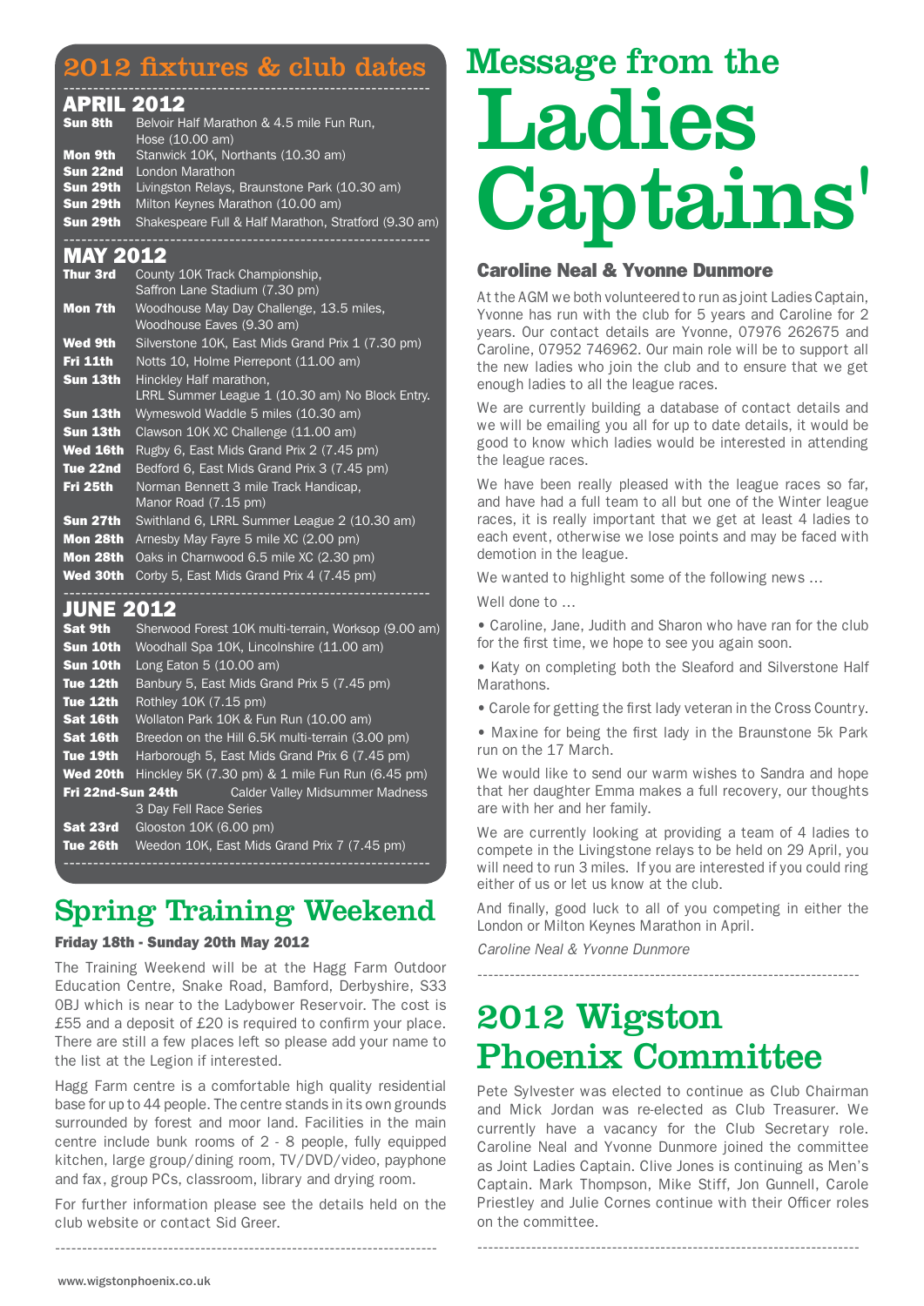## 2012 fixtures & club dates

### APRIL 2012

| | |
|---|---|
| **Sun 8th** | Belvoir Half Marathon & 4.5 mile Fun Run, Hose (10.00 am) |
| **Mon 9th** | Stanwick 10K, Northants (10.30 am) |
| **Sun 22nd** | London Marathon |
| **Sun 29th** | Livingston Relays, Braunstone Park (10.30 am) |
| **Sun 29th** | Milton Keynes Marathon (10.00 am) |
| **Sun 29th** | Shakespeare Full & Half Marathon, Stratford (9.30 am) |

### MAY 2012

| | |
|---|---|
| **Thur 3rd** | County 10K Track Championship, Saffron Lane Stadium (7.30 pm) |
| **Mon 7th** | Woodhouse May Day Challenge, 13.5 miles, Woodhouse Eaves (9.30 am) |
| **Wed 9th** | Silverstone 10K, East Mids Grand Prix 1 (7.30 pm) |
| **Fri 11th** | Notts 10, Holme Pierrepont (11.00 am) |
| **Sun 13th** | Hinckley Half marathon, LRRL Summer League 1 (10.30 am) No Block Entry. |
| **Sun 13th** | Wymeswold Waddle 5 miles (10.30 am) |
| **Sun 13th** | Clawson 10K XC Challenge (11.00 am) |
| **Wed 16th** | Rugby 6, East Mids Grand Prix 2 (7.45 pm) |
| **Tue 22nd** | Bedford 6, East Mids Grand Prix 3 (7.45 pm) |
| **Fri 25th** | Norman Bennett 3 mile Track Handicap, Manor Road (7.15 pm) |
| **Sun 27th** | Swithland 6, LRRL Summer League 2 (10.30 am) |
| **Mon 28th** | Arnesby May Fayre 5 mile XC (2.00 pm) |
| **Mon 28th** | Oaks in Charnwood 6.5 mile XC (2.30 pm) |
| **Wed 30th** | Corby 5, East Mids Grand Prix 4 (7.45 pm) |

### JUNE 2012

| | |
|---|---|
| **Sat 9th** | Sherwood Forest 10K multi-terrain, Worksop (9.00 am) |
| **Sun 10th** | Woodhall Spa 10K, Lincolnshire (11.00 am) |
| **Sun 10th** | Long Eaton 5 (10.00 am) |
| **Tue 12th** | Banbury 5, East Mids Grand Prix 5 (7.45 pm) |
| **Tue 12th** | Rothley 10K (7.15 pm) |
| **Sat 16th** | Wollaton Park 10K & Fun Run (10.00 am) |
| **Sat 16th** | Breedon on the Hill 6.5K multi-terrain (3.00 pm) |
| **Tue 19th** | Harborough 5, East Mids Grand Prix 6 (7.45 pm) |
| **Wed 20th** | Hinckley 5K (7.30 pm) & 1 mile Fun Run (6.45 pm) |
| **Fri 22nd-Sun 24th** | Calder Valley Midsummer Madness 3 Day Fell Race Series |
| **Sat 23rd** | Glooston 10K (6.00 pm) |
| **Tue 26th** | Weedon 10K, East Mids Grand Prix 7 (7.45 pm) |

## Spring Training Weekend

**Friday 18th - Sunday 20th May 2012**

The Training Weekend will be at the Hagg Farm Outdoor Education Centre, Snake Road, Bamford, Derbyshire, S33 0BJ which is near to the Ladybower Reservoir. The cost is £55 and a deposit of £20 is required to confirm your place. There are still a few places left so please add your name to the list at the Legion if interested.

Hagg Farm centre is a comfortable high quality residential base for up to 44 people. The centre stands in its own grounds surrounded by forest and moor land. Facilities in the main centre include bunk rooms of 2 - 8 people, fully equipped kitchen, large group/dining room, TV/DVD/video, payphone and fax, group PCs, classroom, library and drying room.

For further information please see the details held on the club website or contact Sid Greer.

# Message from the Ladies Captains'

### Caroline Neal & Yvonne Dunmore

At the AGM we both volunteered to run as joint Ladies Captain, Yvonne has run with the club for 5 years and Caroline for 2 years. Our contact details are Yvonne, 07976 262675 and Caroline, 07952 746962. Our main role will be to support all the new ladies who join the club and to ensure that we get enough ladies to all the league races.

We are currently building a database of contact details and we will be emailing you all for up to date details, it would be good to know which ladies would be interested in attending the league races.

We have been really pleased with the league races so far, and have had a full team to all but one of the Winter league races, it is really important that we get at least 4 ladies to each event, otherwise we lose points and may be faced with demotion in the league.

We wanted to highlight some of the following news …

Well done to …

- Caroline, Jane, Judith and Sharon who have ran for the club for the first time, we hope to see you again soon.
- Katy on completing both the Sleaford and Silverstone Half Marathons.
- Carole for getting the first lady veteran in the Cross Country.
- Maxine for being the first lady in the Braunstone 5k Park run on the 17 March.

We would like to send our warm wishes to Sandra and hope that her daughter Emma makes a full recovery, our thoughts are with her and her family.

We are currently looking at providing a team of 4 ladies to compete in the Livingstone relays to be held on 29 April, you will need to run 3 miles. If you are interested if you could ring either of us or let us know at the club.

And finally, good luck to all of you competing in either the London or Milton Keynes Marathon in April.

*Caroline Neal & Yvonne Dunmore*

## 2012 Wigston Phoenix Committee

Pete Sylvester was elected to continue as Club Chairman and Mick Jordan was re-elected as Club Treasurer. We currently have a vacancy for the Club Secretary role. Caroline Neal and Yvonne Dunmore joined the committee as Joint Ladies Captain. Clive Jones is continuing as Men's Captain. Mark Thompson, Mike Stiff, Jon Gunnell, Carole Priestley and Julie Cornes continue with their Officer roles on the committee.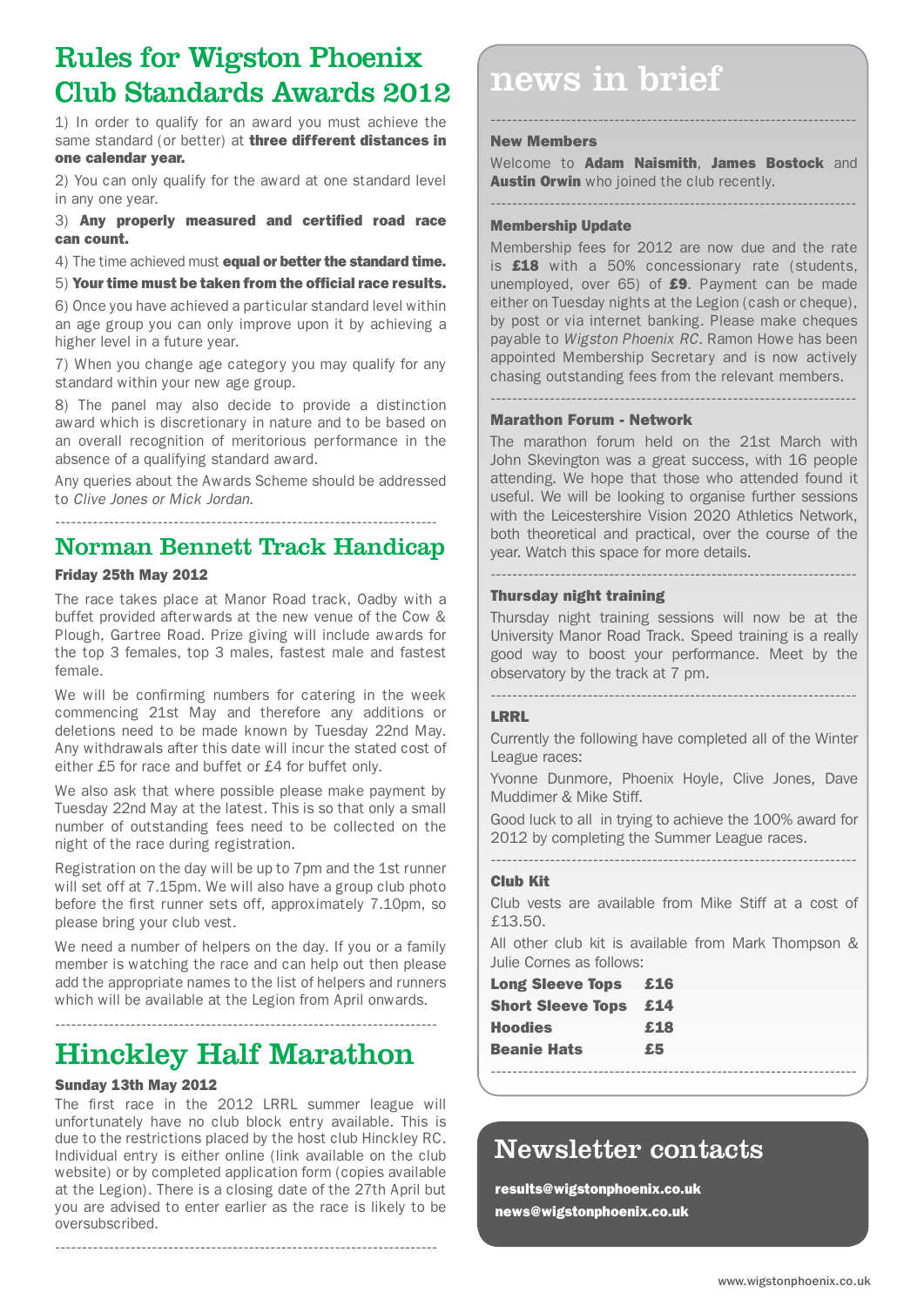# Rules for Wigston Phoenix Club Standards Awards 2012

1) In order to qualify for an award you must achieve the same standard (or better) at **three different distances in one calendar year.**

2) You can only qualify for the award at one standard level in any one year.

3) **Any properly measured and certified road race can count.**

4) The time achieved must **equal or better the standard time.**

5) **Your time must be taken from the official race results.**

6) Once you have achieved a particular standard level within an age group you can only improve upon it by achieving a higher level in a future year.

7) When you change age category you may qualify for any standard within your new age group.

8) The panel may also decide to provide a distinction award which is discretionary in nature and to be based on an overall recognition of meritorious performance in the absence of a qualifying standard award.

Any queries about the Awards Scheme should be addressed to *Clive Jones or Mick Jordan.*

---

## Norman Bennett Track Handicap

**Friday 25th May 2012**

The race takes place at Manor Road track, Oadby with a buffet provided afterwards at the new venue of the Cow & Plough, Gartree Road. Prize giving will include awards for the top 3 females, top 3 males, fastest male and fastest female.

We will be confirming numbers for catering in the week commencing 21st May and therefore any additions or deletions need to be made known by Tuesday 22nd May. Any withdrawals after this date will incur the stated cost of either £5 for race and buffet or £4 for buffet only.

We also ask that where possible please make payment by Tuesday 22nd May at the latest. This is so that only a small number of outstanding fees need to be collected on the night of the race during registration.

Registration on the day will be up to 7pm and the 1st runner will set off at 7.15pm. We will also have a group club photo before the first runner sets off, approximately 7.10pm, so please bring your club vest.

We need a number of helpers on the day. If you or a family member is watching the race and can help out then please add the appropriate names to the list of helpers and runners which will be available at the Legion from April onwards.

---

## Hinckley Half Marathon

**Sunday 13th May 2012**

The first race in the 2012 LRRL summer league will unfortunately have no club block entry available. This is due to the restrictions placed by the host club Hinckley RC. Individual entry is either online (link available on the club website) or by completed application form (copies available at the Legion). There is a closing date of the 27th April but you are advised to enter earlier as the race is likely to be oversubscribed.

---

# news in brief

---

### New Members

Welcome to **Adam Naismith**, **James Bostock** and **Austin Orwin** who joined the club recently.

---

### Membership Update

Membership fees for 2012 are now due and the rate is **£18** with a 50% concessionary rate (students, unemployed, over 65) of **£9**. Payment can be made either on Tuesday nights at the Legion (cash or cheque), by post or via internet banking. Please make cheques payable to *Wigston Phoenix RC*. Ramon Howe has been appointed Membership Secretary and is now actively chasing outstanding fees from the relevant members.

---

### Marathon Forum - Network

The marathon forum held on the 21st March with John Skevington was a great success, with 16 people attending. We hope that those who attended found it useful. We will be looking to organise further sessions with the Leicestershire Vision 2020 Athletics Network, both theoretical and practical, over the course of the year. Watch this space for more details.

---

### Thursday night training

Thursday night training sessions will now be at the University Manor Road Track. Speed training is a really good way to boost your performance. Meet by the observatory by the track at 7 pm.

---

### LRRL

Currently the following have completed all of the Winter League races:

Yvonne Dunmore, Phoenix Hoyle, Clive Jones, Dave Muddimer & Mike Stiff.

Good luck to all in trying to achieve the 100% award for 2012 by completing the Summer League races.

---

### Club Kit

Club vests are available from Mike Stiff at a cost of £13.50.

All other club kit is available from Mark Thompson & Julie Cornes as follows:

| | |
|---|---|
| **Long Sleeve Tops** | **£16** |
| **Short Sleeve Tops** | **£14** |
| **Hoodies** | **£18** |
| **Beanie Hats** | **£5** |

---

## Newsletter contacts

**results@wigstonphoenix.co.uk**
**news@wigstonphoenix.co.uk**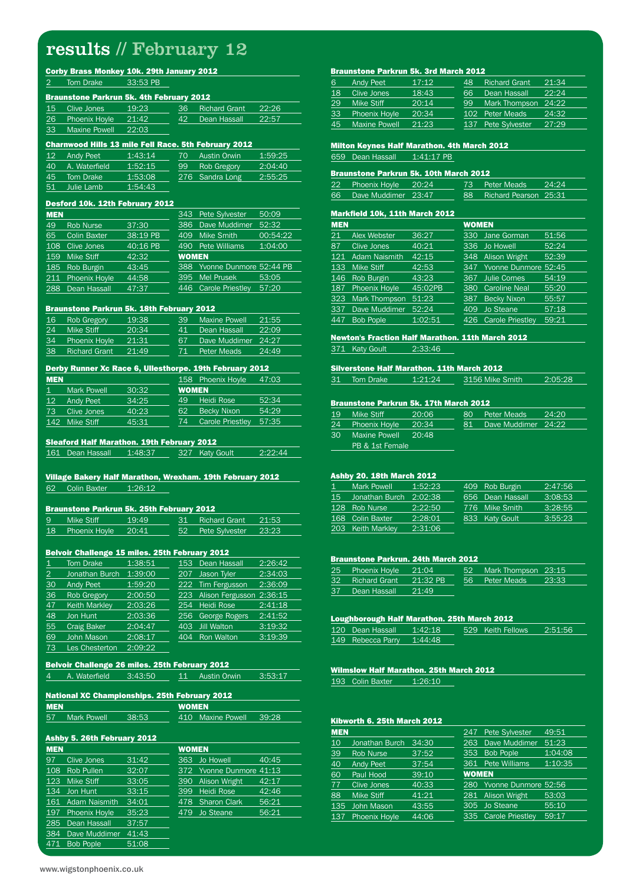# results // February 12

## Corby Brass Monkey 10k. 29th January 2012

| | | |
|---|---|---|
| 2 | Tom Drake | 33:53 PB |

## Braunstone Parkrun 5k. 4th February 2012

| | | | | | |
|---|---|---|---|---|---|
| 15 | Clive Jones | 19:23 | 36 | Richard Grant | 22:26 |
| 26 | Phoenix Hoyle | 21:42 | 42 | Dean Hassall | 22:57 |
| 33 | Maxine Powell | 22:03 | | | |

## Charnwood Hills 13 mile Fell Race. 5th February 2012

| | | | | | |
|---|---|---|---|---|---|
| 12 | Andy Peet | 1:43:14 | 70 | Austin Orwin | 1:59:25 |
| 40 | A. Waterfield | 1:52:15 | 99 | Rob Gregory | 2:04:40 |
| 45 | Tom Drake | 1:53:08 | 276 | Sandra Long | 2:55:25 |
| 51 | Julie Lamb | 1:54:43 | | | |

## Desford 10k. 12th February 2012

| MEN | | | | | |
|---|---|---|---|---|---|
| 49 | Rob Nurse | 37:30 | 343 | Pete Sylvester | 50:09 |
| 65 | Colin Baxter | 38:19 PB | 386 | Dave Muddimer | 52:32 |
| 108 | Clive Jones | 40:16 PB | 409 | Mike Smith | 00:54:22 |
| 159 | Mike Stiff | 42:32 | 490 | Pete Williams | 1:04:00 |
| 185 | Rob Burgin | 43:45 | **WOMEN** | | |
| 211 | Phoenix Hoyle | 44:58 | 388 | Yvonne Dunmore | 52:44 PB |
| 288 | Dean Hassall | 47:37 | 395 | Mel Prusek | 53:05 |
| | | | 446 | Carole Priestley | 57:20 |

## Braunstone Parkrun 5k. 18th February 2012

| | | | | | |
|---|---|---|---|---|---|
| 16 | Rob Gregory | 19:38 | 39 | Maxine Powell | 21:55 |
| 24 | Mike Stiff | 20:34 | 41 | Dean Hassall | 22:09 |
| 34 | Phoenix Hoyle | 21:31 | 67 | Dave Muddimer | 24:27 |
| 38 | Richard Grant | 21:49 | 71 | Peter Meads | 24:49 |

## Derby Runner Xc Race 6, Ullesthorpe. 19th February 2012

| MEN | | | | | |
|---|---|---|---|---|---|
| | | | 158 | Phoenix Hoyle | 47:03 |
| 1 | Mark Powell | 30:32 | **WOMEN** | | |
| 12 | Andy Peet | 34:25 | 49 | Heidi Rose | 52:34 |
| 73 | Clive Jones | 40:23 | 62 | Becky Nixon | 54:29 |
| 142 | Mike Stiff | 45:31 | 74 | Carole Priestley | 57:35 |

## Sleaford Half Marathon. 19th February 2012

| | | | | | |
|---|---|---|---|---|---|
| 161 | Dean Hassall | 1:48:37 | 327 | Katy Goult | 2:22:44 |

## Village Bakery Half Marathon, Wrexham. 19th February 2012

| | | |
|---|---|---|
| 62 | Colin Baxter | 1:26:12 |

## Braunstone Parkrun 5k. 25th February 2012

| | | | | | |
|---|---|---|---|---|---|
| 9 | Mike Stiff | 19:49 | 31 | Richard Grant | 21:53 |
| 18 | Phoenix Hoyle | 20:41 | 52 | Pete Sylvester | 23:23 |

## Belvoir Challenge 15 miles. 25th February 2012

| | | | | | |
|---|---|---|---|---|---|
| 1 | Tom Drake | 1:38:51 | 153 | Dean Hassall | 2:26:42 |
| 2 | Jonathan Burch | 1:39:00 | 207 | Jason Tyler | 2:34:03 |
| 30 | Andy Peet | 1:59:20 | 222 | Tim Fergusson | 2:36:09 |
| 36 | Rob Gregory | 2:00:50 | 223 | Alison Fergusson | 2:36:15 |
| 47 | Keith Markley | 2:03:26 | 254 | Heidi Rose | 2:41:18 |
| 48 | Jon Hunt | 2:03:36 | 256 | George Rogers | 2:41:52 |
| 55 | Craig Baker | 2:04:47 | 403 | Jill Walton | 3:19:32 |
| 69 | John Mason | 2:08:17 | 404 | Ron Walton | 3:19:39 |
| 73 | Les Chesterton | 2:09:22 | | | |

## Belvoir Challenge 26 miles. 25th February 2012

| | | | | | |
|---|---|---|---|---|---|
| 4 | A. Waterfield | 3:43:50 | 11 | Austin Orwin | 3:53:17 |

## National XC Championships. 25th February 2012

| MEN | | | WOMEN | | |
|---|---|---|---|---|---|
| 57 | Mark Powell | 38:53 | 410 | Maxine Powell | 39:28 |

## Ashby 5. 26th February 2012

| MEN | | | WOMEN | | |
|---|---|---|---|---|---|
| 97 | Clive Jones | 31:42 | 363 | Jo Howell | 40:45 |
| 108 | Rob Pullen | 32:07 | 372 | Yvonne Dunmore | 41:13 |
| 123 | Mike Stiff | 33:05 | 390 | Alison Wright | 42:17 |
| 134 | Jon Hunt | 33:15 | 399 | Heidi Rose | 42:46 |
| 161 | Adam Naismith | 34:01 | 478 | Sharon Clark | 56:21 |
| 197 | Phoenix Hoyle | 35:23 | 479 | Jo Steane | 56:21 |
| 285 | Dean Hassall | 37:57 | | | |
| 384 | Dave Muddimer | 41:43 | | | |
| 471 | Bob Pople | 51:08 | | | |

## Braunstone Parkrun 5k. 3rd March 2012

| | | | | | |
|---|---|---|---|---|---|
| 6 | Andy Peet | 17:12 | 48 | Richard Grant | 21:34 |
| 18 | Clive Jones | 18:43 | 66 | Dean Hassall | 22:24 |
| 29 | Mike Stiff | 20:14 | 99 | Mark Thompson | 24:22 |
| 33 | Phoenix Hoyle | 20:34 | 102 | Peter Meads | 24:32 |
| 45 | Maxine Powell | 21:23 | 137 | Pete Sylvester | 27:29 |

## Milton Keynes Half Marathon. 4th March 2012

| | | |
|---|---|---|
| 659 | Dean Hassall | 1:41:17 PB |

## Braunstone Parkrun 5k. 10th March 2012

| | | | | | |
|---|---|---|---|---|---|
| 22 | Phoenix Hoyle | 20:24 | 73 | Peter Meads | 24:24 |
| 66 | Dave Muddimer | 23:47 | 88 | Richard Pearson | 25:31 |

## Markfield 10k, 11th March 2012

| MEN | | | WOMEN | | |
|---|---|---|---|---|---|
| 21 | Alex Webster | 36:27 | 330 | Jane Gorman | 51:56 |
| 87 | Clive Jones | 40:21 | 336 | Jo Howell | 52:24 |
| 121 | Adam Naismith | 42:15 | 348 | Alison Wright | 52:39 |
| 133 | Mike Stiff | 42:53 | 347 | Yvonne Dunmore | 52:45 |
| 146 | Rob Burgin | 43:23 | 367 | Julie Comes | 54:19 |
| 187 | Phoenix Hoyle | 45:02PB | 380 | Caroline Neal | 55:20 |
| 323 | Mark Thompson | 51:23 | 387 | Becky Nixon | 55:57 |
| 337 | Dave Muddimer | 52:24 | 409 | Jo Steane | 57:18 |
| 447 | Bob Pople | 1:02:51 | 426 | Carole Priestley | 59:21 |

## Newton's Fraction Half Marathon. 11th March 2012

| | | |
|---|---|---|
| 371 | Katy Goult | 2:33:46 |

## Silverstone Half Marathon. 11th March 2012

| | | | | | |
|---|---|---|---|---|---|
| 31 | Tom Drake | 1:21:24 | 3156 | Mike Smith | 2:05:28 |

## Braunstone Parkrun 5k. 17th March 2012

| | | | | | |
|---|---|---|---|---|---|
| 19 | Mike Stiff | 20:06 | 80 | Peter Meads | 24:20 |
| 24 | Phoenix Hoyle | 20:34 | 81 | Dave Muddimer | 24:22 |
| 30 | Maxine Powell PB & 1st Female | 20:48 | | | |

## Ashby 20. 18th March 2012

| | | | | | |
|---|---|---|---|---|---|
| 1 | Mark Powell | 1:52:23 | 409 | Rob Burgin | 2:47:56 |
| 15 | Jonathan Burch | 2:02:38 | 656 | Dean Hassall | 3:08:53 |
| 128 | Rob Nurse | 2:22:50 | 776 | Mike Smith | 3:28:55 |
| 168 | Colin Baxter | 2:28:01 | 833 | Katy Goult | 3:55:23 |
| 203 | Keith Markley | 2:31:06 | | | |

## Braunstone Parkrun. 24th March 2012

| | | | | | |
|---|---|---|---|---|---|
| 25 | Phoenix Hoyle | 21:04 | 52 | Mark Thompson | 23:15 |
| 32 | Richard Grant | 21:32 PB | 56 | Peter Meads | 23:33 |
| 37 | Dean Hassall | 21:49 | | | |

## Loughborough Half Marathon. 25th March 2012

| | | | | | |
|---|---|---|---|---|---|
| 120 | Dean Hassall | 1:42:18 | 529 | Keith Fellows | 2:51:56 |
| 149 | Rebecca Parry | 1:44:48 | | | |

## Wilmslow Half Marathon. 25th March 2012

| | | |
|---|---|---|
| 193 | Colin Baxter | 1:26:10 |

## Kibworth 6. 25th March 2012

| MEN | | | | | |
|---|---|---|---|---|---|
| 10 | Jonathan Burch | 34:30 | 247 | Pete Sylvester | 49:51 |
| 39 | Rob Nurse | 37:52 | 263 | Dave Muddimer | 51:23 |
| 40 | Andy Peet | 37:54 | 353 | Bob Pople | 1:04:08 |
| 60 | Paul Hood | 39:10 | 361 | Pete Williams | 1:10:35 |
| 77 | Clive Jones | 40:33 | **WOMEN** | | |
| 88 | Mike Stiff | 41:21 | 280 | Yvonne Dunmore | 52:56 |
| 135 | John Mason | 43:55 | 281 | Alison Wright | 53:03 |
| 137 | Phoenix Hoyle | 44:06 | 305 | Jo Steane | 55:10 |
| | | | 335 | Carole Priestley | 59:17 |

www.wigstonphoenix.co.uk